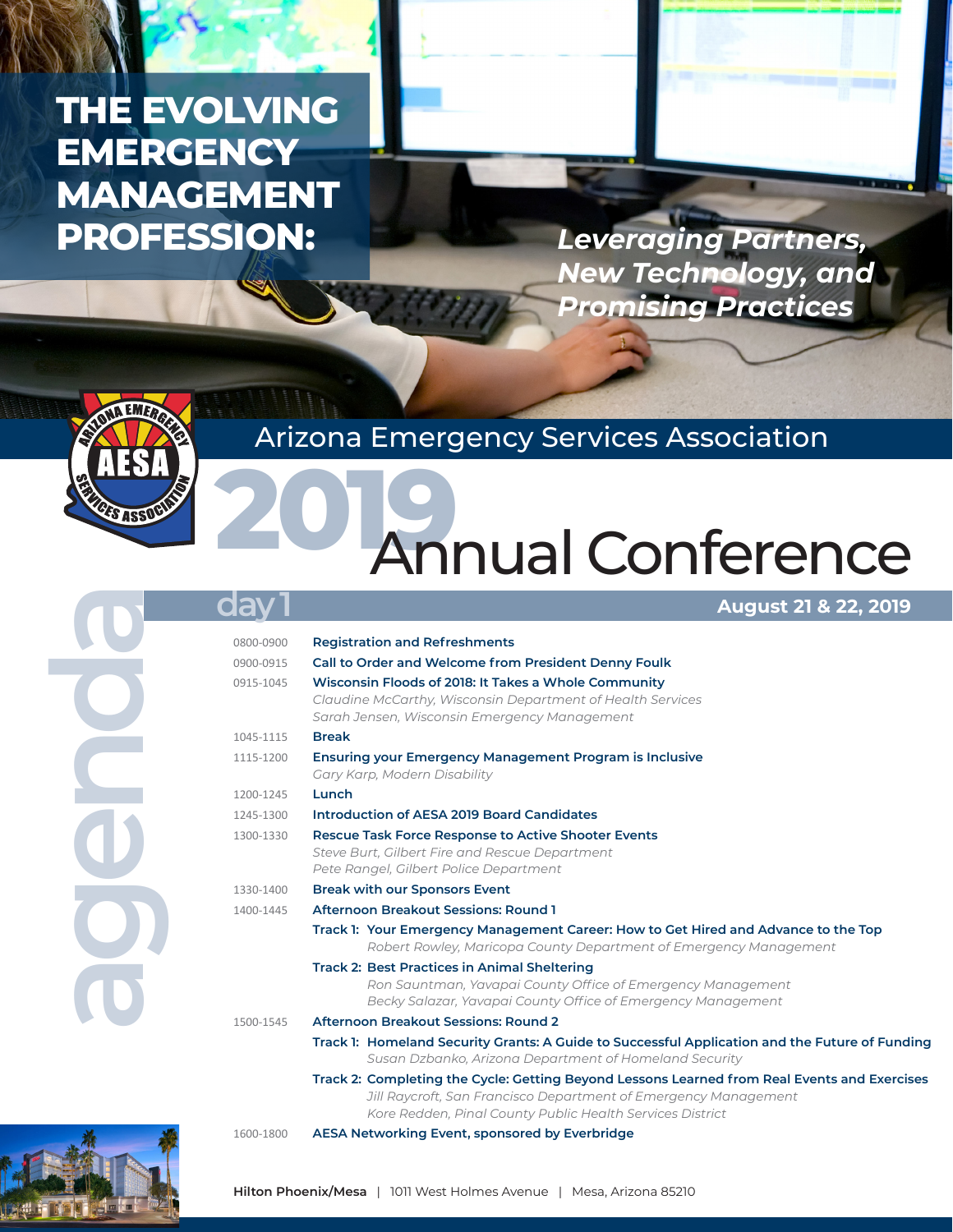# THE EVOLVING EMERGENCY MANAGEMENT PROFESSION:

***Leveraging Partners, New Technology, and Promising Practices***

## Arizona Emergency Services Association

# 2019 Annual Conference

## agenda

### day 1 — August 21 & 22, 2019

| Time | Session |
| --- | --- |
| 0800-0900 | **Registration and Refreshments** |
| 0900-0915 | **Call to Order and Welcome from President Denny Foulk** |
| 0915-1045 | **Wisconsin Floods of 2018: It Takes a Whole Community**<br>*Claudine McCarthy, Wisconsin Department of Health Services*<br>*Sarah Jensen, Wisconsin Emergency Management* |
| 1045-1115 | **Break** |
| 1115-1200 | **Ensuring your Emergency Management Program is Inclusive**<br>*Gary Karp, Modern Disability* |
| 1200-1245 | **Lunch** |
| 1245-1300 | **Introduction of AESA 2019 Board Candidates** |
| 1300-1330 | **Rescue Task Force Response to Active Shooter Events**<br>*Steve Burt, Gilbert Fire and Rescue Department*<br>*Pete Rangel, Gilbert Police Department* |
| 1330-1400 | **Break with our Sponsors Event** |
| 1400-1445 | **Afternoon Breakout Sessions: Round 1**<br>**Track 1: Your Emergency Management Career: How to Get Hired and Advance to the Top**<br>*Robert Rowley, Maricopa County Department of Emergency Management*<br>**Track 2: Best Practices in Animal Sheltering**<br>*Ron Sauntman, Yavapai County Office of Emergency Management*<br>*Becky Salazar, Yavapai County Office of Emergency Management* |
| 1500-1545 | **Afternoon Breakout Sessions: Round 2**<br>**Track 1: Homeland Security Grants: A Guide to Successful Application and the Future of Funding**<br>*Susan Dzbanko, Arizona Department of Homeland Security*<br>**Track 2: Completing the Cycle: Getting Beyond Lessons Learned from Real Events and Exercises**<br>*Jill Raycroft, San Francisco Department of Emergency Management*<br>*Kore Redden, Pinal County Public Health Services District* |
| 1600-1800 | **AESA Networking Event, sponsored by Everbridge** |

**Hilton Phoenix/Mesa** | 1011 West Holmes Avenue | Mesa, Arizona 85210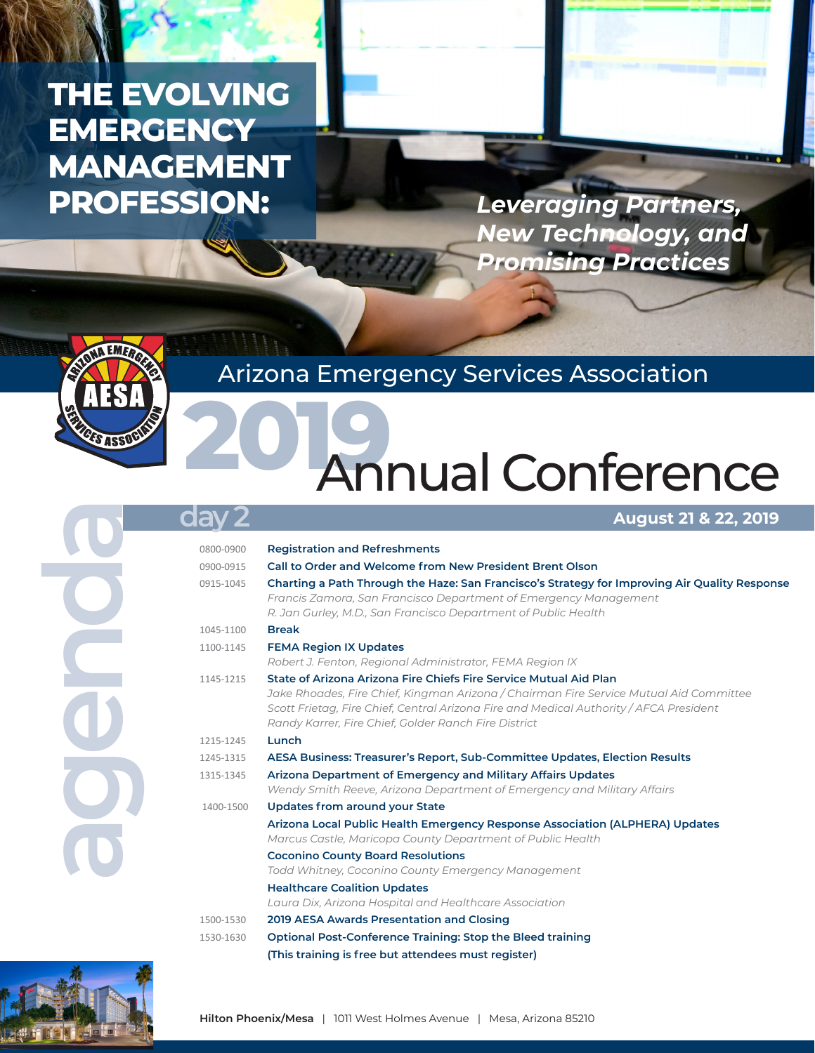# THE EVOLVING EMERGENCY MANAGEMENT PROFESSION:

***Leveraging Partners, New Technology, and Promising Practices***

## Arizona Emergency Services Association

# 2019 Annual Conference

## agenda

### day 2

**August 21 & 22, 2019**

| | |
|---|---|
| 0800-0900 | **Registration and Refreshments** |
| 0900-0915 | **Call to Order and Welcome from New President Brent Olson** |
| 0915-1045 | **Charting a Path Through the Haze: San Francisco's Strategy for Improving Air Quality Response**<br>*Francis Zamora, San Francisco Department of Emergency Management*<br>*R. Jan Gurley, M.D., San Francisco Department of Public Health* |
| 1045-1100 | **Break** |
| 1100-1145 | **FEMA Region IX Updates**<br>*Robert J. Fenton, Regional Administrator, FEMA Region IX* |
| 1145-1215 | **State of Arizona Arizona Fire Chiefs Fire Service Mutual Aid Plan**<br>*Jake Rhoades, Fire Chief, Kingman Arizona / Chairman Fire Service Mutual Aid Committee*<br>*Scott Frietag, Fire Chief, Central Arizona Fire and Medical Authority / AFCA President*<br>*Randy Karrer, Fire Chief, Golder Ranch Fire District* |
| 1215-1245 | **Lunch** |
| 1245-1315 | **AESA Business: Treasurer's Report, Sub-Committee Updates, Election Results** |
| 1315-1345 | **Arizona Department of Emergency and Military Affairs Updates**<br>*Wendy Smith Reeve, Arizona Department of Emergency and Military Affairs* |
| 1400-1500 | **Updates from around your State**<br>**Arizona Local Public Health Emergency Response Association (ALPHERA) Updates**<br>*Marcus Castle, Maricopa County Department of Public Health*<br>**Coconino County Board Resolutions**<br>*Todd Whitney, Coconino County Emergency Management*<br>**Healthcare Coalition Updates**<br>*Laura Dix, Arizona Hospital and Healthcare Association* |
| 1500-1530 | **2019 AESA Awards Presentation and Closing** |
| 1530-1630 | **Optional Post-Conference Training: Stop the Bleed training**<br>**(This training is free but attendees must register)** |

**Hilton Phoenix/Mesa** | 1011 West Holmes Avenue | Mesa, Arizona 85210